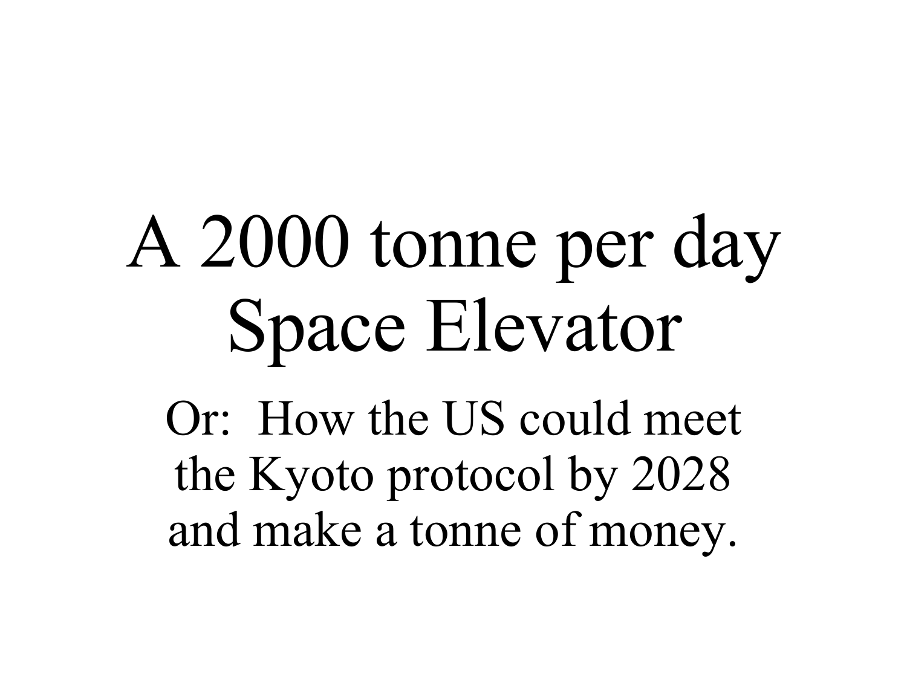# A 2000 tonne per day Space Elevator

Or: How the US could meet the Kyoto protocol by 2028 and make a tonne of money.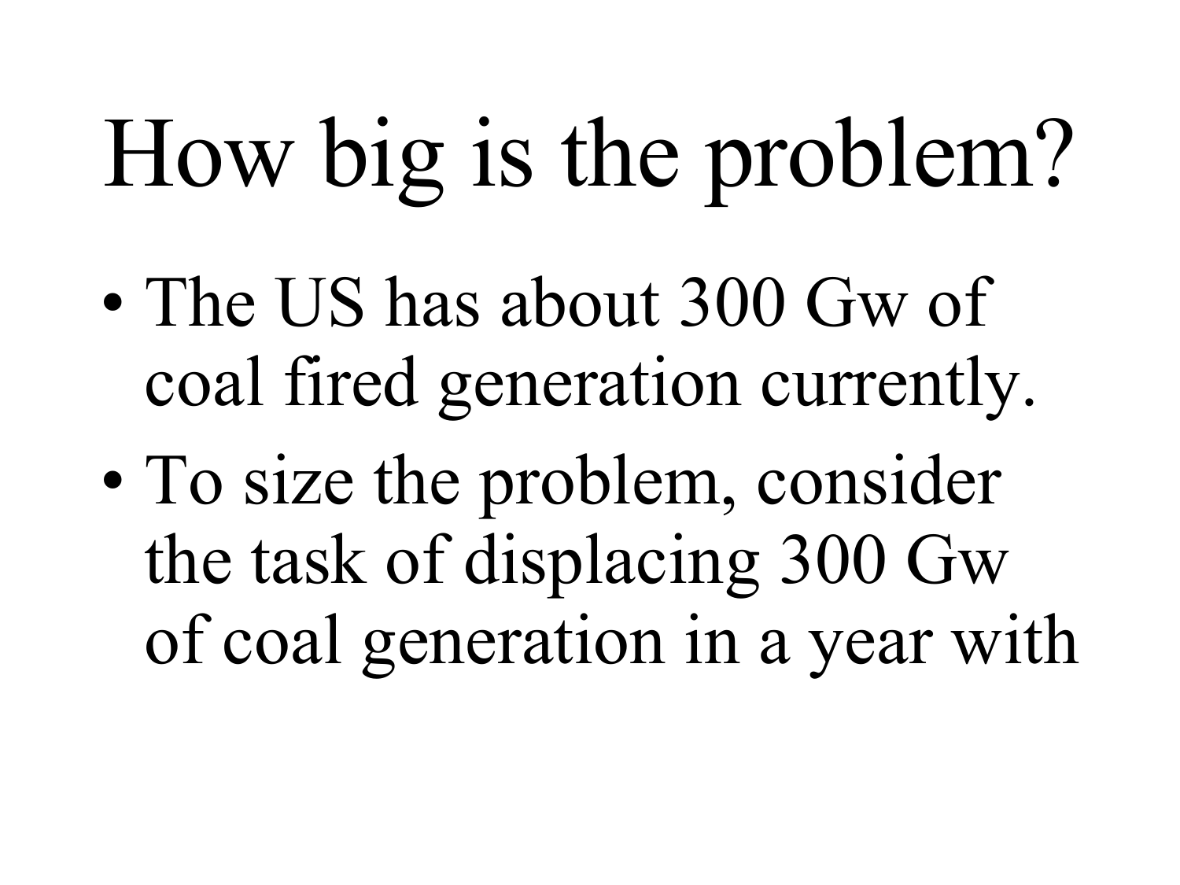# How big is the problem?

- The US has about 300 Gw of coal fired generation currently.
- To size the problem, consider the task of displacing 300 Gw of coal generation in a year with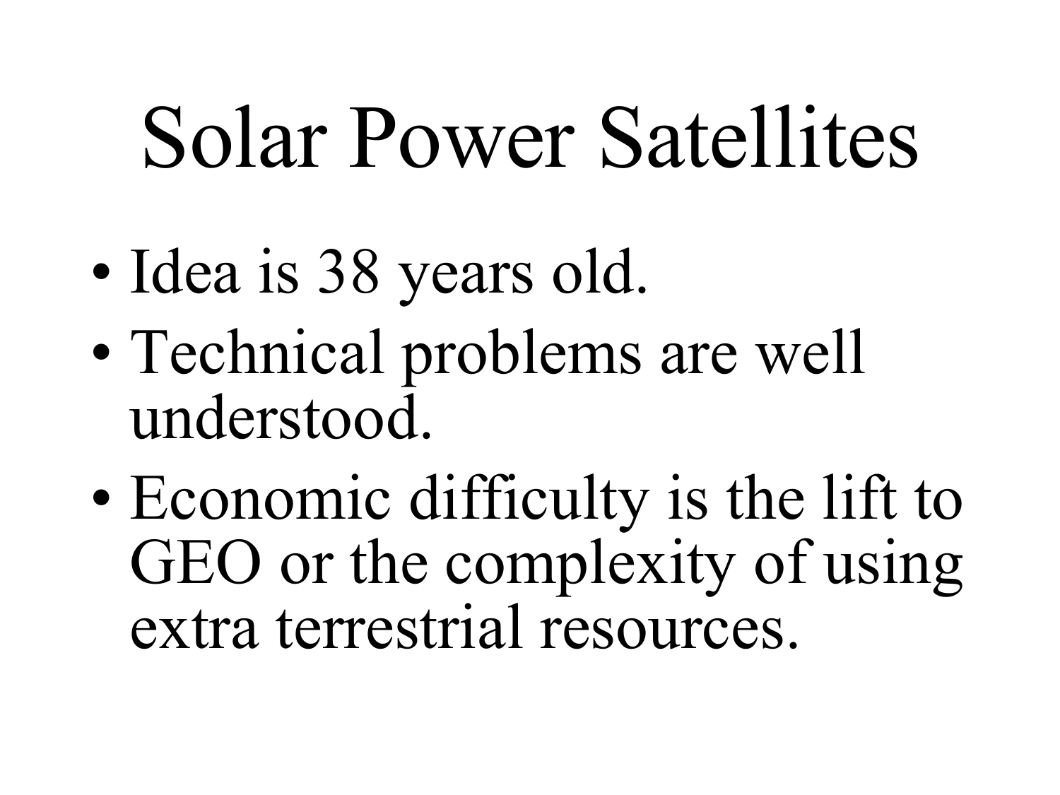# Solar Power Satellites

- Idea is 38 years old.
- Technical problems are well understood.
- Economic difficulty is the lift to GEO or the complexity of using extra terrestrial resources.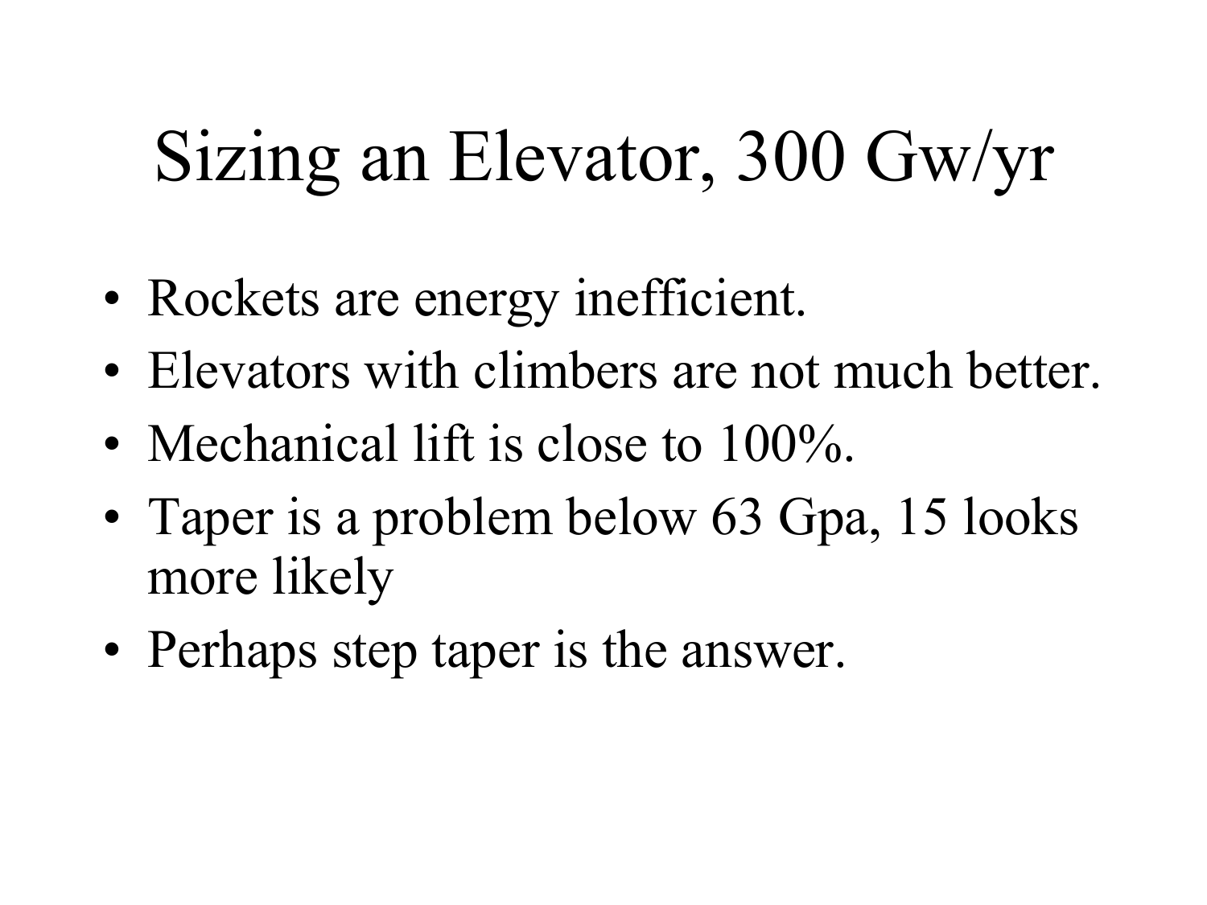# Sizing an Elevator, 300 Gw/yr

- Rockets are energy inefficient.
- Elevators with climbers are not much better.
- Mechanical lift is close to 100%.
- Taper is a problem below 63 Gpa, 15 looks more likely
- Perhaps step taper is the answer.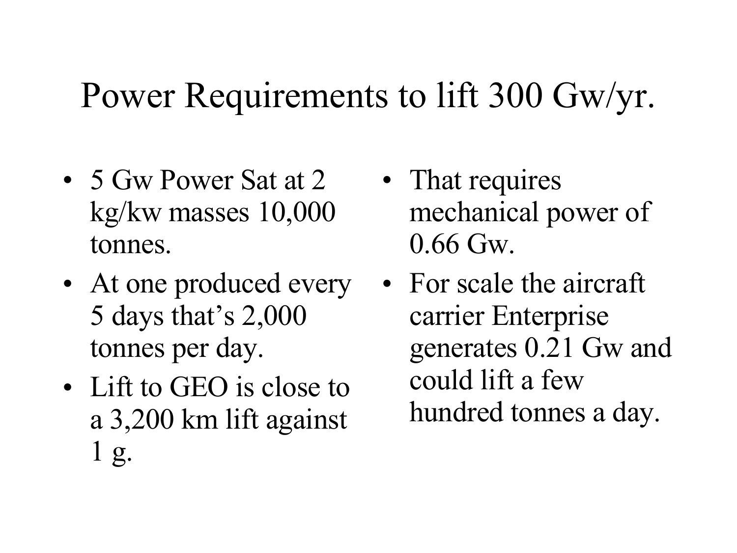# Power Requirements to lift 300 Gw/yr.

- 5 Gw Power Sat at 2 kg/kw masses 10,000 tonnes.
- At one produced every 5 days that's 2,000 tonnes per day.
- Lift to GEO is close to a 3,200 km lift against 1 g.
- That requires mechanical power of 0.66 Gw.
- For scale the aircraft carrier Enterprise generates 0.21 Gw and could lift a few hundred tonnes a day.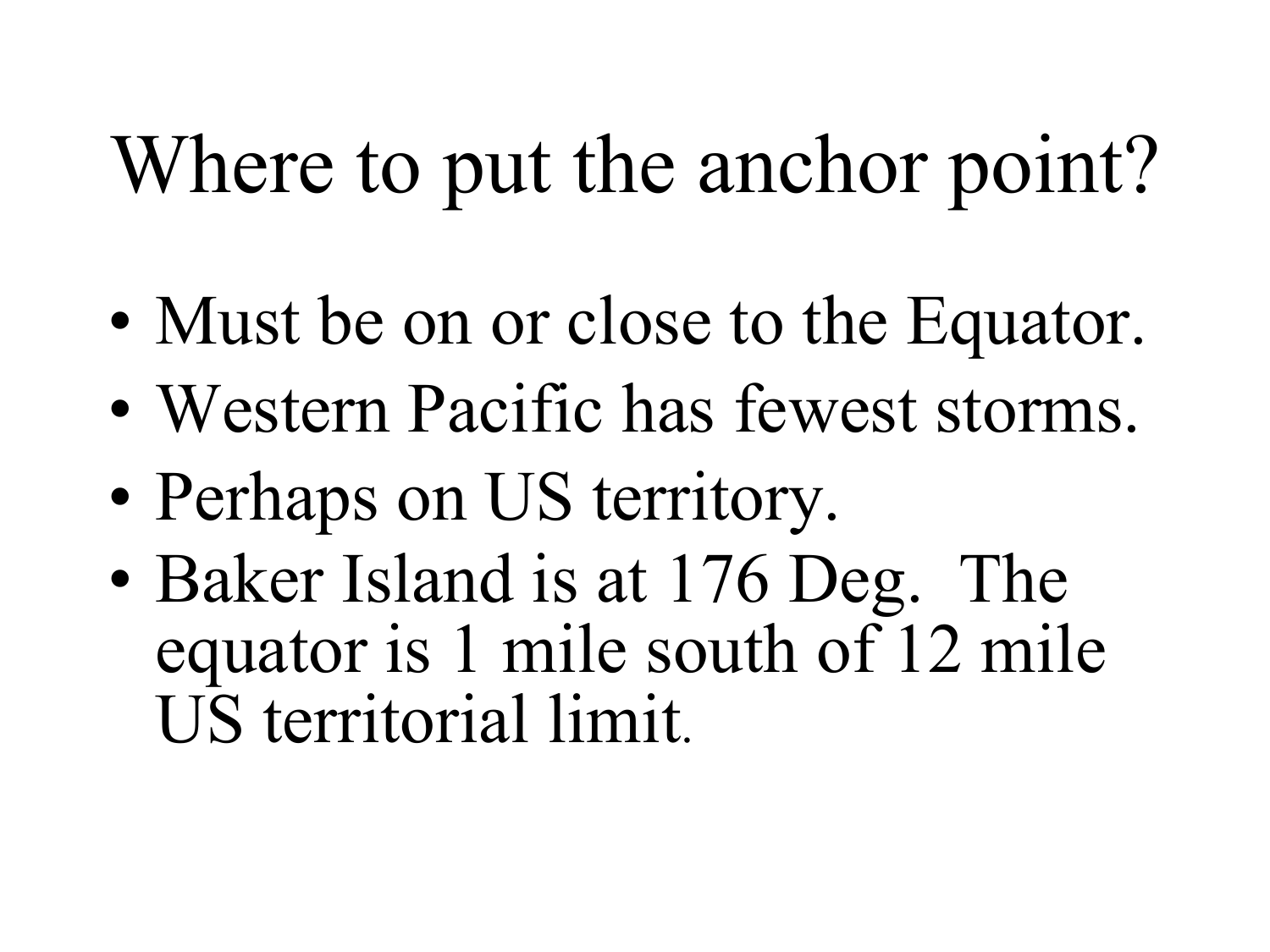# Where to put the anchor point?

- Must be on or close to the Equator.
- Western Pacific has fewest storms.
- Perhaps on US territory.
- Baker Island is at 176 Deg. The equator is 1 mile south of 12 mile US territorial limit.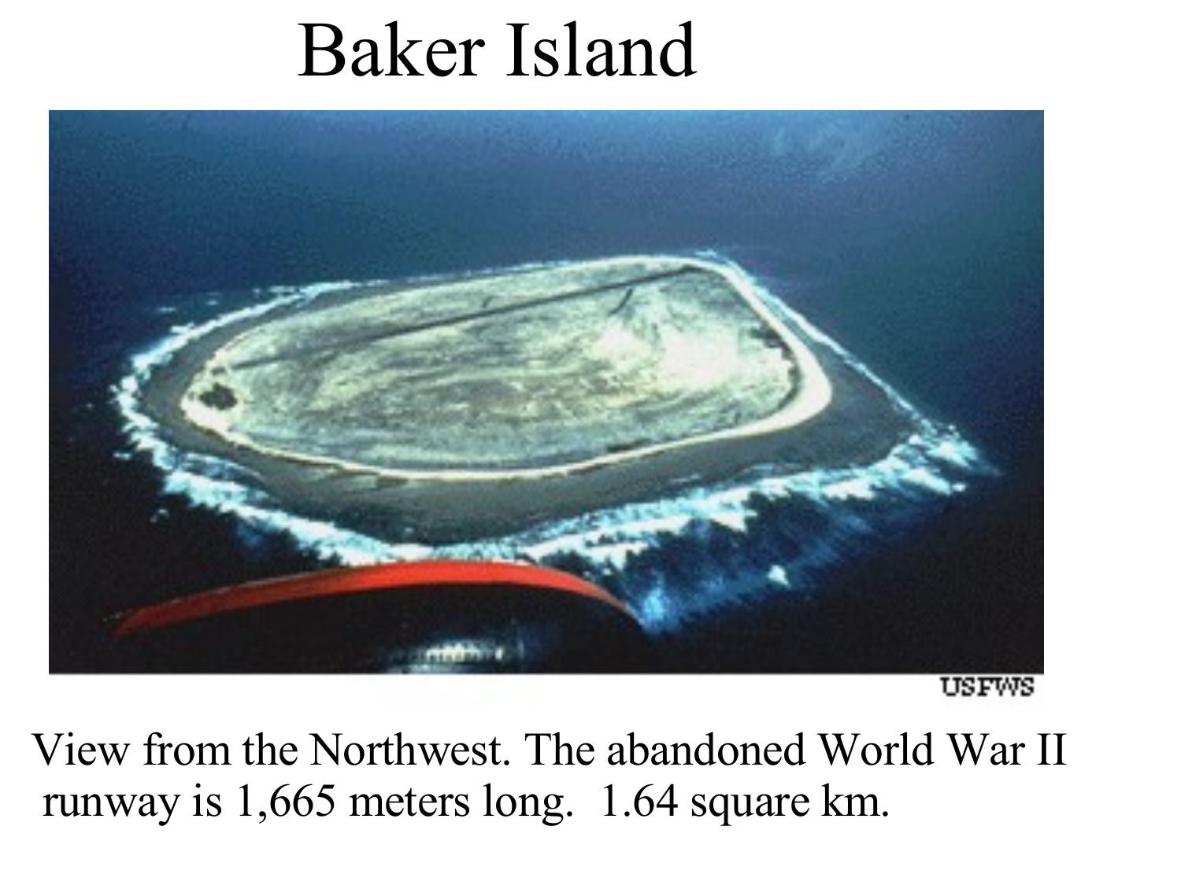# Baker Island

USFWS

View from the Northwest. The abandoned World War II runway is 1,665 meters long. 1.64 square km.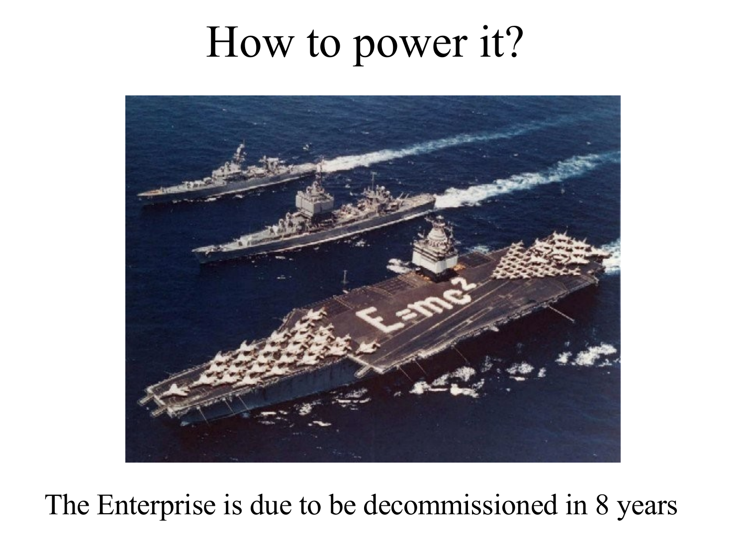# How to power it?

The Enterprise is due to be decommissioned in 8 years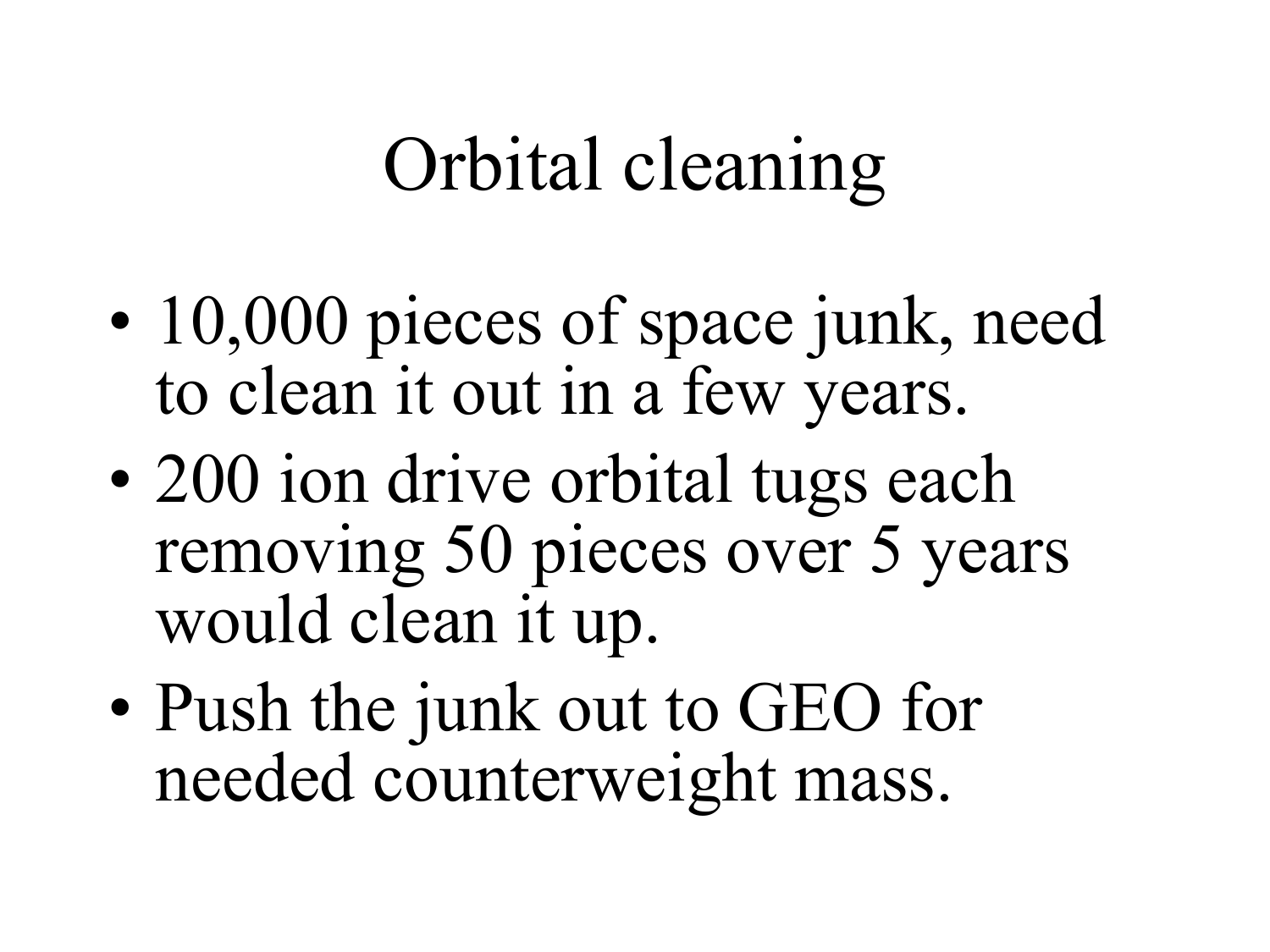# Orbital cleaning

- 10,000 pieces of space junk, need to clean it out in a few years.
- 200 ion drive orbital tugs each removing 50 pieces over 5 years would clean it up.
- Push the junk out to GEO for needed counterweight mass.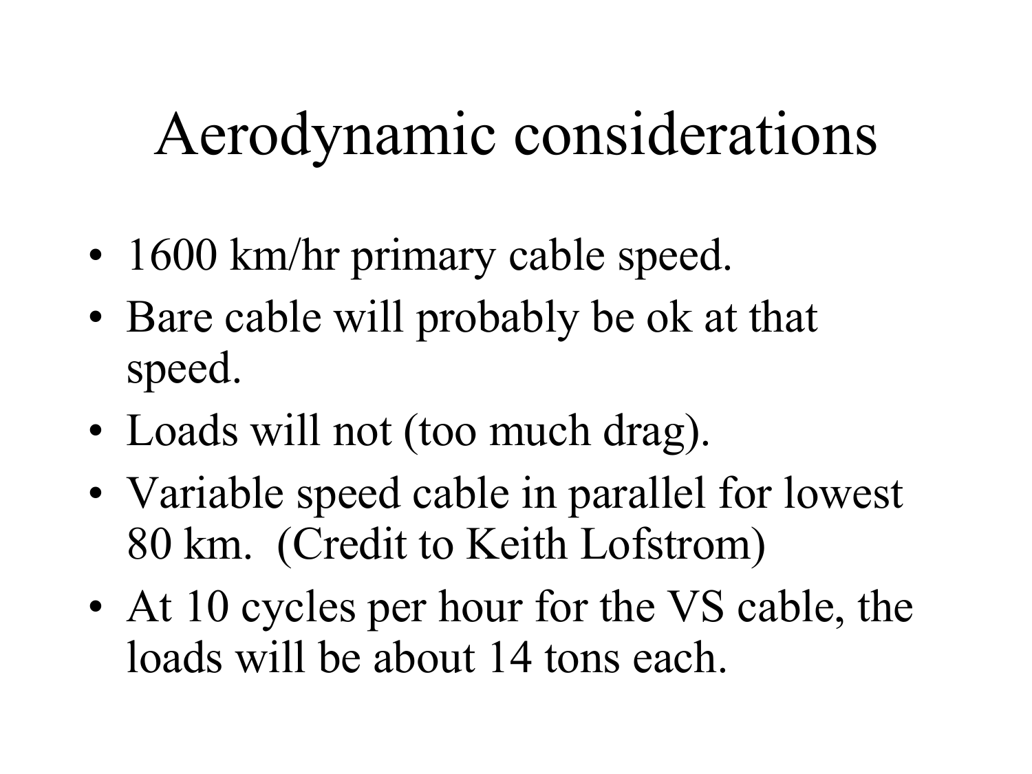# Aerodynamic considerations

- 1600 km/hr primary cable speed.
- Bare cable will probably be ok at that speed.
- Loads will not (too much drag).
- Variable speed cable in parallel for lowest 80 km. (Credit to Keith Lofstrom)
- At 10 cycles per hour for the VS cable, the loads will be about 14 tons each.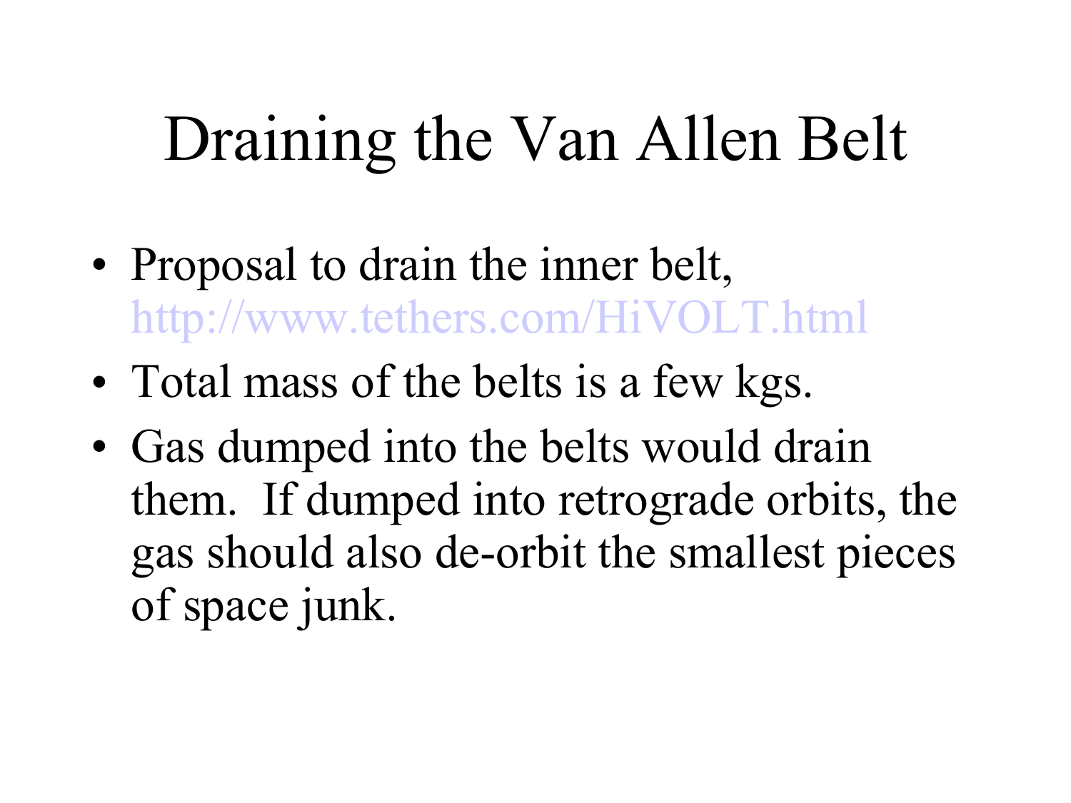# Draining the Van Allen Belt

- Proposal to drain the inner belt, http://www.tethers.com/HiVOLT.html
- Total mass of the belts is a few kgs.
- Gas dumped into the belts would drain them. If dumped into retrograde orbits, the gas should also de-orbit the smallest pieces of space junk.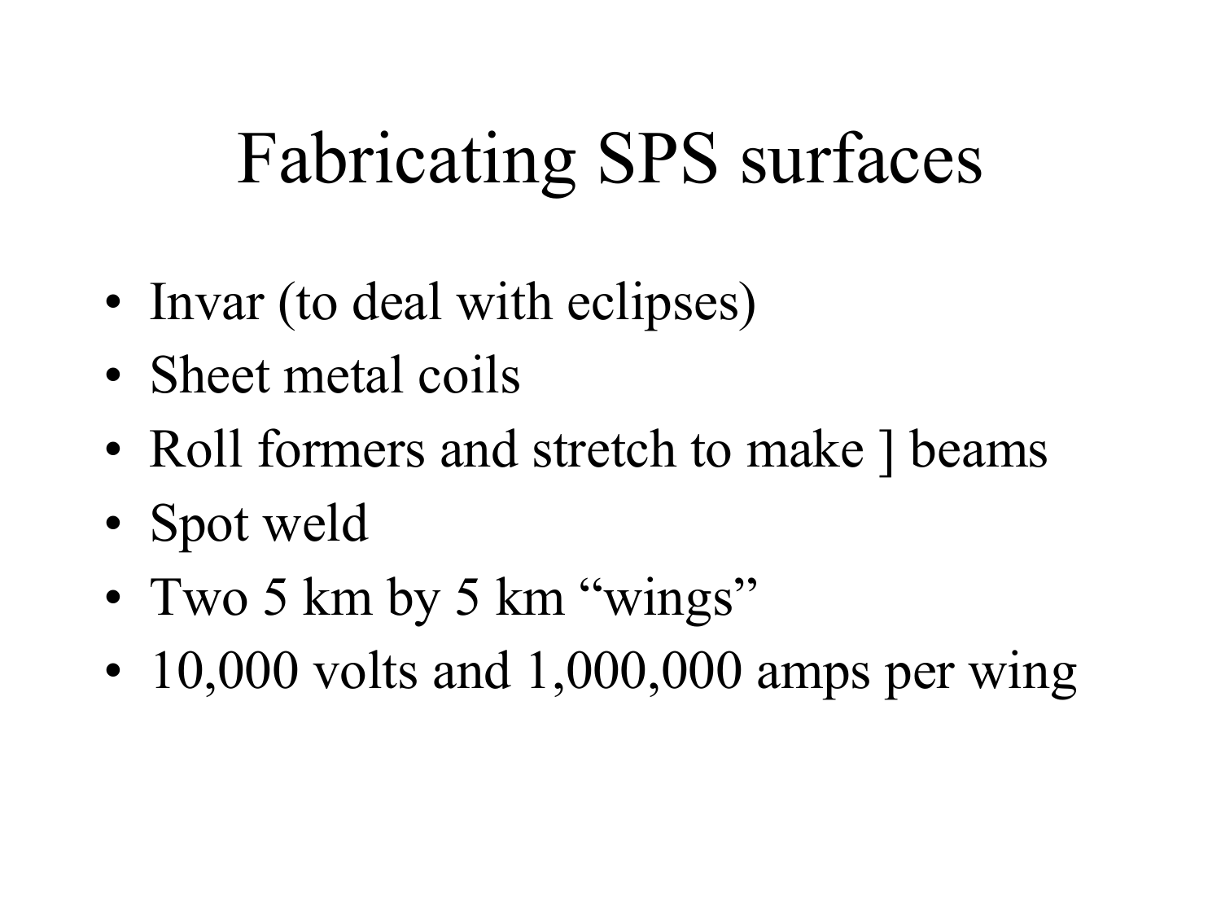# Fabricating SPS surfaces

- Invar (to deal with eclipses)
- Sheet metal coils
- Roll formers and stretch to make ] beams
- Spot weld
- Two 5 km by 5 km "wings"
- 10,000 volts and 1,000,000 amps per wing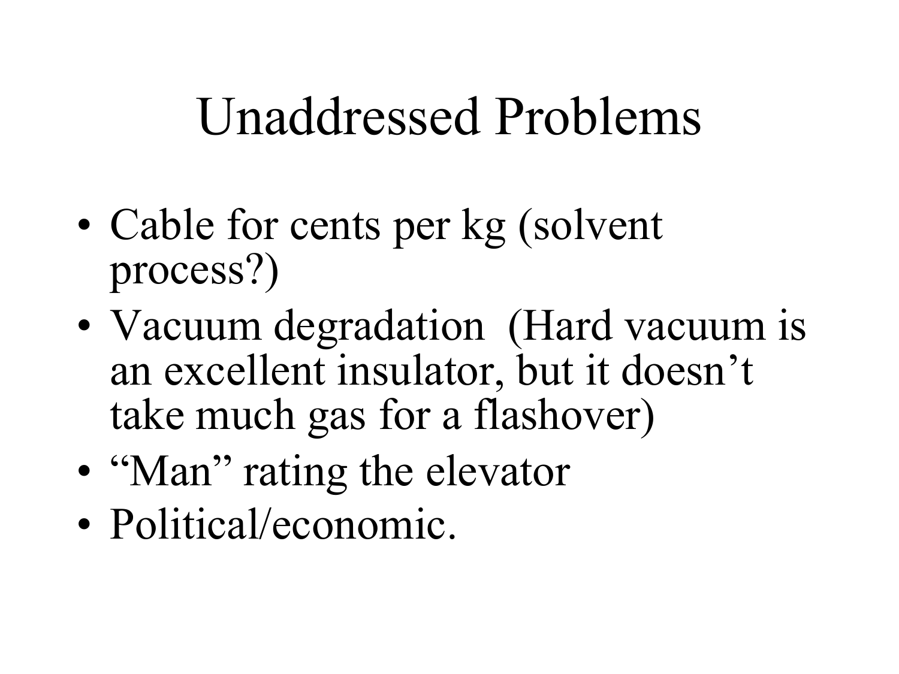# Unaddressed Problems

- Cable for cents per kg (solvent process?)
- Vacuum degradation (Hard vacuum is an excellent insulator, but it doesn't take much gas for a flashover)
- "Man" rating the elevator
- Political/economic.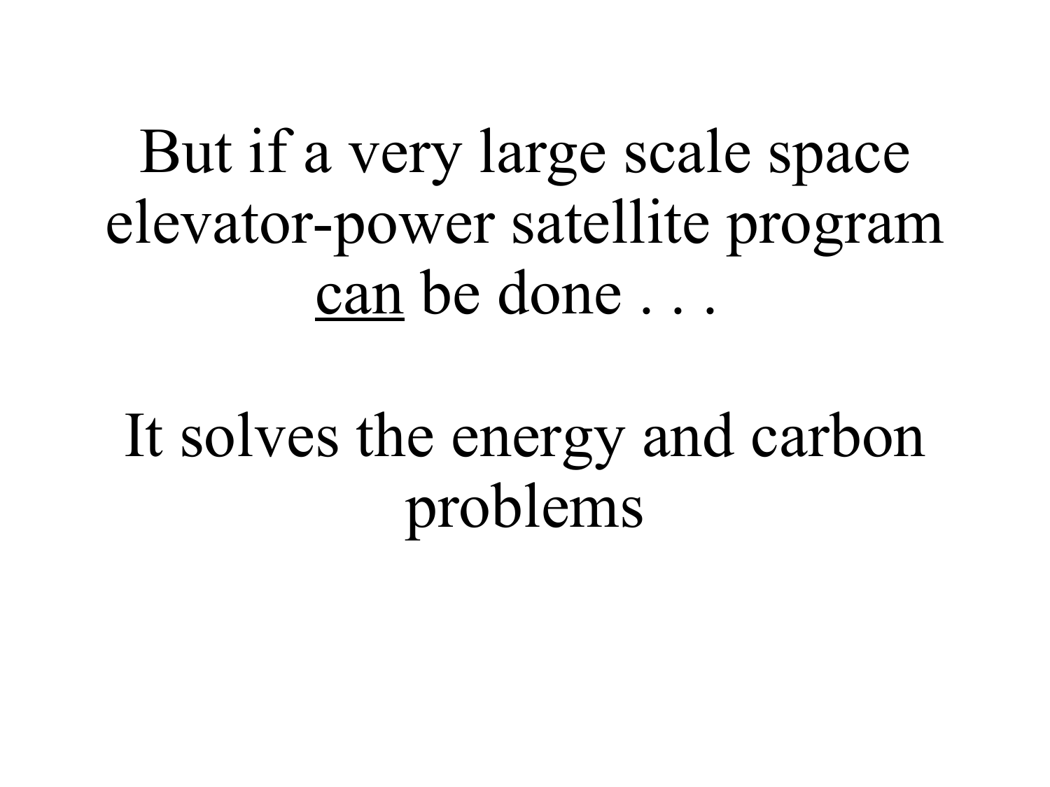But if a very large scale space elevator-power satellite program <u>can</u> be done . . .

It solves the energy and carbon problems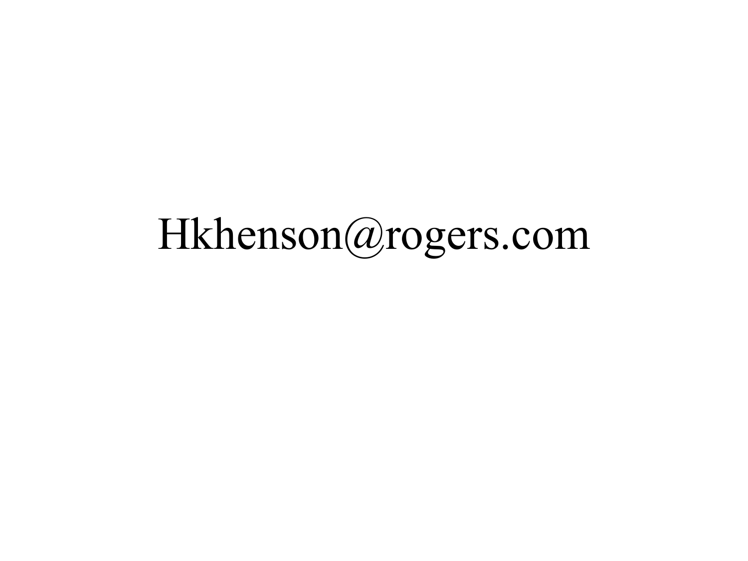Hkhenson@rogers.com